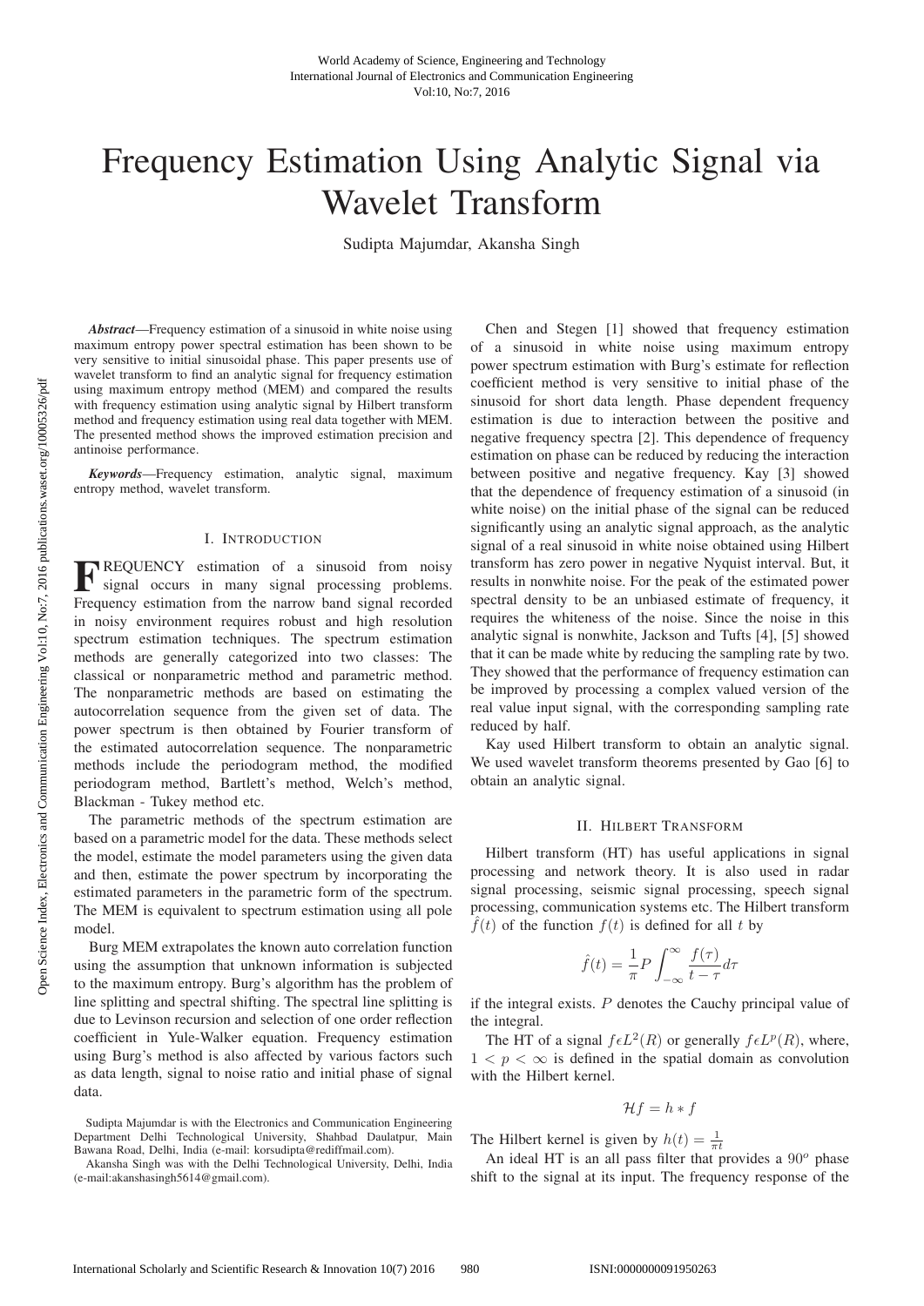# Frequency Estimation Using Analytic Signal via Wavelet Transform

Sudipta Majumdar, Akansha Singh

***Abstract*—Frequency estimation of a sinusoid in white noise using maximum entropy power spectral estimation has been shown to be very sensitive to initial sinusoidal phase. This paper presents use of wavelet transform to find an analytic signal for frequency estimation using maximum entropy method (MEM) and compared the results with frequency estimation using analytic signal by Hilbert transform method and frequency estimation using real data together with MEM. The presented method shows the improved estimation precision and antinoise performance.**

***Keywords*—Frequency estimation, analytic signal, maximum entropy method, wavelet transform.**

## I. Introduction

FREQUENCY estimation of a sinusoid from noisy signal occurs in many signal processing problems. Frequency estimation from the narrow band signal recorded in noisy environment requires robust and high resolution spectrum estimation techniques. The spectrum estimation methods are generally categorized into two classes: The classical or nonparametric method and parametric method. The nonparametric methods are based on estimating the autocorrelation sequence from the given set of data. The power spectrum is then obtained by Fourier transform of the estimated autocorrelation sequence. The nonparametric methods include the periodogram method, the modified periodogram method, Bartlett's method, Welch's method, Blackman - Tukey method etc.

The parametric methods of the spectrum estimation are based on a parametric model for the data. These methods select the model, estimate the model parameters using the given data and then, estimate the power spectrum by incorporating the estimated parameters in the parametric form of the spectrum. The MEM is equivalent to spectrum estimation using all pole model.

Burg MEM extrapolates the known auto correlation function using the assumption that unknown information is subjected to the maximum entropy. Burg's algorithm has the problem of line splitting and spectral shifting. The spectral line splitting is due to Levinson recursion and selection of one order reflection coefficient in Yule-Walker equation. Frequency estimation using Burg's method is also affected by various factors such as data length, signal to noise ratio and initial phase of signal data.

Sudipta Majumdar is with the Electronics and Communication Engineering Department Delhi Technological University, Shahbad Daulatpur, Main Bawana Road, Delhi, India (e-mail: korsudipta@rediffmail.com).

Akansha Singh was with the Delhi Technological University, Delhi, India (e-mail:akanshasingh5614@gmail.com).

Chen and Stegen [1] showed that frequency estimation of a sinusoid in white noise using maximum entropy power spectrum estimation with Burg's estimate for reflection coefficient method is very sensitive to initial phase of the sinusoid for short data length. Phase dependent frequency estimation is due to interaction between the positive and negative frequency spectra [2]. This dependence of frequency estimation on phase can be reduced by reducing the interaction between positive and negative frequency. Kay [3] showed that the dependence of frequency estimation of a sinusoid (in white noise) on the initial phase of the signal can be reduced significantly using an analytic signal approach, as the analytic signal of a real sinusoid in white noise obtained using Hilbert transform has zero power in negative Nyquist interval. But, it results in nonwhite noise. For the peak of the estimated power spectral density to be an unbiased estimate of frequency, it requires the whiteness of the noise. Since the noise in this analytic signal is nonwhite, Jackson and Tufts [4], [5] showed that it can be made white by reducing the sampling rate by two. They showed that the performance of frequency estimation can be improved by processing a complex valued version of the real value input signal, with the corresponding sampling rate reduced by half.

Kay used Hilbert transform to obtain an analytic signal. We used wavelet transform theorems presented by Gao [6] to obtain an analytic signal.

## II. Hilbert Transform

Hilbert transform (HT) has useful applications in signal processing and network theory. It is also used in radar signal processing, seismic signal processing, speech signal processing, communication systems etc. The Hilbert transform $\hat{f}(t)$ of the function $f(t)$ is defined for all $t$ by

$$\hat{f}(t) = \frac{1}{\pi} P \int_{-\infty}^{\infty} \frac{f(\tau)}{t - \tau} d\tau$$

if the integral exists. $P$ denotes the Cauchy principal value of the integral.

The HT of a signal $f \epsilon L^2(R)$ or generally $f \epsilon L^p(R)$, where, $1 < p < \infty$ is defined in the spatial domain as convolution with the Hilbert kernel.

$$\mathcal{H}f = h * f$$

The Hilbert kernel is given by $h(t) = \frac{1}{\pi t}$

An ideal HT is an all pass filter that provides a $90^o$ phase shift to the signal at its input. The frequency response of the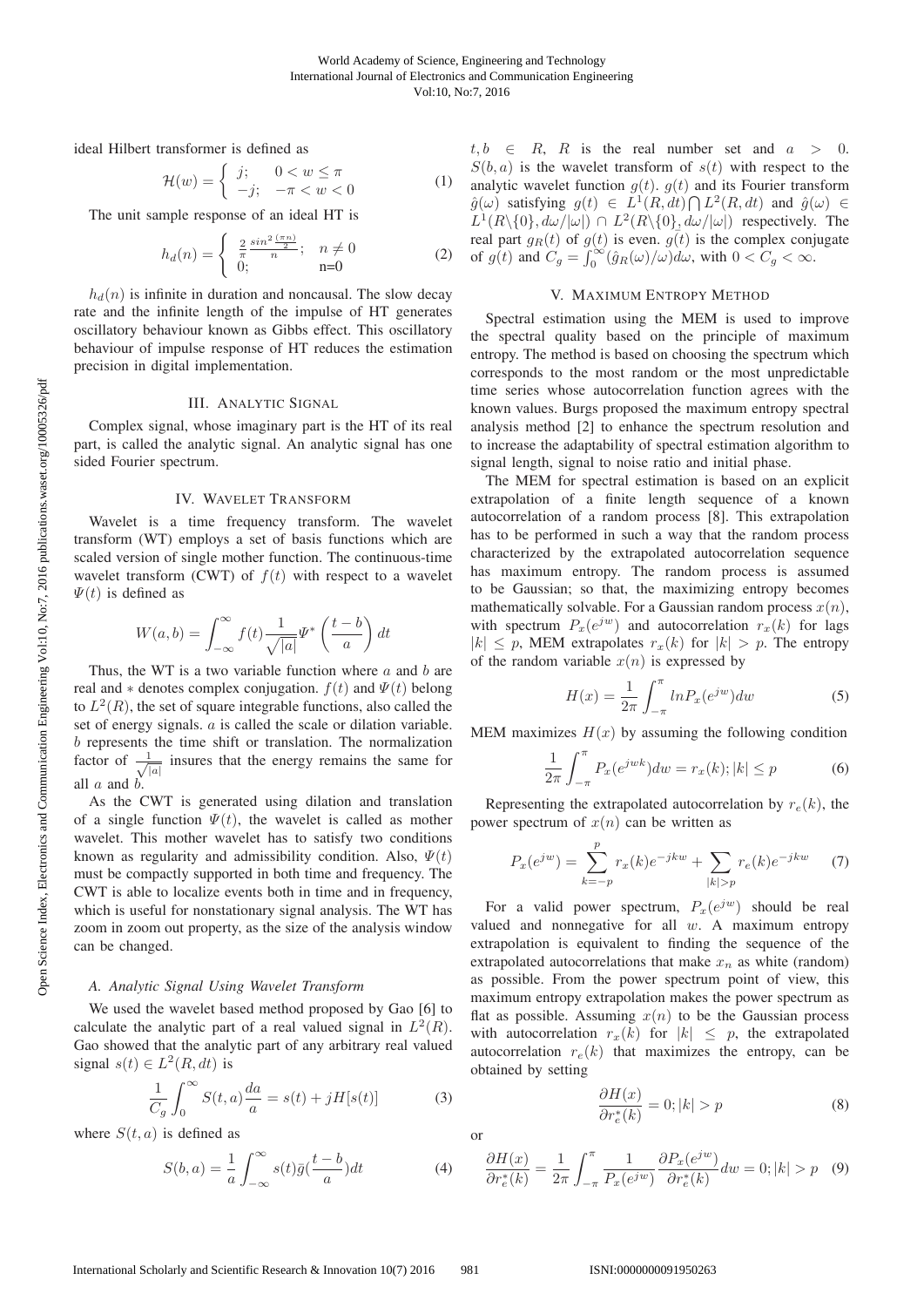ideal Hilbert transformer is defined as

$$\mathcal{H}(w) = \begin{cases} j; & 0 < w \leq \pi \\ -j; & -\pi < w < 0 \end{cases} \quad (1)$$

The unit sample response of an ideal HT is

$$h_d(n) = \begin{cases} \frac{2}{\pi}\frac{\sin^2(\frac{\pi n}{2})}{n}; & n \neq 0 \\ 0; & \text{n=0} \end{cases} \quad (2)$$

$h_d(n)$ is infinite in duration and noncausal. The slow decay rate and the infinite length of the impulse of HT generates oscillatory behaviour known as Gibbs effect. This oscillatory behaviour of impulse response of HT reduces the estimation precision in digital implementation.

## III. Analytic Signal

Complex signal, whose imaginary part is the HT of its real part, is called the analytic signal. An analytic signal has one sided Fourier spectrum.

## IV. Wavelet Transform

Wavelet is a time frequency transform. The wavelet transform (WT) employs a set of basis functions which are scaled version of single mother function. The continuous-time wavelet transform (CWT) of $f(t)$ with respect to a wavelet $\Psi(t)$ is defined as

$$W(a, b) = \int_{-\infty}^{\infty} f(t)\frac{1}{\sqrt{|a|}}\Psi^*\left(\frac{t-b}{a}\right)dt$$

Thus, the WT is a two variable function where $a$ and $b$ are real and $*$ denotes complex conjugation. $f(t)$ and $\Psi(t)$ belong to $L^2(R)$, the set of square integrable functions, also called the set of energy signals. $a$ is called the scale or dilation variable. $b$ represents the time shift or translation. The normalization factor of $\frac{1}{\sqrt{|a|}}$ insures that the energy remains the same for all $a$ and $b$.

As the CWT is generated using dilation and translation of a single function $\Psi(t)$, the wavelet is called as mother wavelet. This mother wavelet has to satisfy two conditions known as regularity and admissibility condition. Also, $\Psi(t)$ must be compactly supported in both time and frequency. The CWT is able to localize events both in time and in frequency, which is useful for nonstationary signal analysis. The WT has zoom in zoom out property, as the size of the analysis window can be changed.

### A. Analytic Signal Using Wavelet Transform

We used the wavelet based method proposed by Gao [6] to calculate the analytic part of a real valued signal in $L^2(R)$. Gao showed that the analytic part of any arbitrary real valued signal $s(t) \in L^2(R, dt)$ is

$$\frac{1}{C_g}\int_0^{\infty} S(t, a)\frac{da}{a} = s(t) + jH[s(t)] \quad (3)$$

where $S(t, a)$ is defined as

$$S(b, a) = \frac{1}{a}\int_{-\infty}^{\infty} s(t)\bar{g}(\frac{t-b}{a})dt \quad (4)$$

$t, b \in R$, $R$ is the real number set and $a > 0$. $S(b, a)$ is the wavelet transform of $s(t)$ with respect to the analytic wavelet function $g(t)$. $g(t)$ and its Fourier transform $\hat{g}(\omega)$ satisfying $g(t) \in L^1(R, dt) \bigcap L^2(R, dt)$ and $\hat{g}(\omega) \in L^1(R\backslash\{0\}, d\omega/|\omega|) \cap L^2(R\backslash\{0\}, d\omega/|\omega|)$ respectively. The real part $g_R(t)$ of $g(t)$ is even. $\bar{g}(t)$ is the complex conjugate of $g(t)$ and $C_g = \int_0^{\infty}(\hat{g}_R(\omega)/\omega)d\omega$, with $0 < C_g < \infty$.

## V. Maximum Entropy Method

Spectral estimation using the MEM is used to improve the spectral quality based on the principle of maximum entropy. The method is based on choosing the spectrum which corresponds to the most random or the most unpredictable time series whose autocorrelation function agrees with the known values. Burgs proposed the maximum entropy spectral analysis method [2] to enhance the spectrum resolution and to increase the adaptability of spectral estimation algorithm to signal length, signal to noise ratio and initial phase.

The MEM for spectral estimation is based on an explicit extrapolation of a finite length sequence of a known autocorrelation of a random process [8]. This extrapolation has to be performed in such a way that the random process characterized by the extrapolated autocorrelation sequence has maximum entropy. The random process is assumed to be Gaussian; so that, the maximizing entropy becomes mathematically solvable. For a Gaussian random process $x(n)$, with spectrum $P_x(e^{jw})$ and autocorrelation $r_x(k)$ for lags $|k| \leq p$, MEM extrapolates $r_x(k)$ for $|k| > p$. The entropy of the random variable $x(n)$ is expressed by

$$H(x) = \frac{1}{2\pi}\int_{-\pi}^{\pi} lnP_x(e^{jw})dw \quad (5)$$

MEM maximizes $H(x)$ by assuming the following condition

$$\frac{1}{2\pi}\int_{-\pi}^{\pi} P_x(e^{jwk})dw = r_x(k); |k| \leq p \quad (6)$$

Representing the extrapolated autocorrelation by $r_e(k)$, the power spectrum of $x(n)$ can be written as

$$P_x(e^{jw}) = \sum_{k=-p}^{p} r_x(k)e^{-jkw} + \sum_{|k|>p} r_e(k)e^{-jkw} \quad (7)$$

For a valid power spectrum, $P_x(e^{jw})$ should be real valued and nonnegative for all $w$. A maximum entropy extrapolation is equivalent to finding the sequence of the extrapolated autocorrelations that make $x_n$ as white (random) as possible. From the power spectrum point of view, this maximum entropy extrapolation makes the power spectrum as flat as possible. Assuming $x(n)$ to be the Gaussian process with autocorrelation $r_x(k)$ for $|k| \leq p$, the extrapolated autocorrelation $r_e(k)$ that maximizes the entropy, can be obtained by setting

$$\frac{\partial H(x)}{\partial r_e^*(k)} = 0; |k| > p \quad (8)$$

or

$$\frac{\partial H(x)}{\partial r_e^*(k)} = \frac{1}{2\pi}\int_{-\pi}^{\pi}\frac{1}{P_x(e^{jw})}\frac{\partial P_x(e^{jw})}{\partial r_e^*(k)}dw = 0; |k| > p \quad (9)$$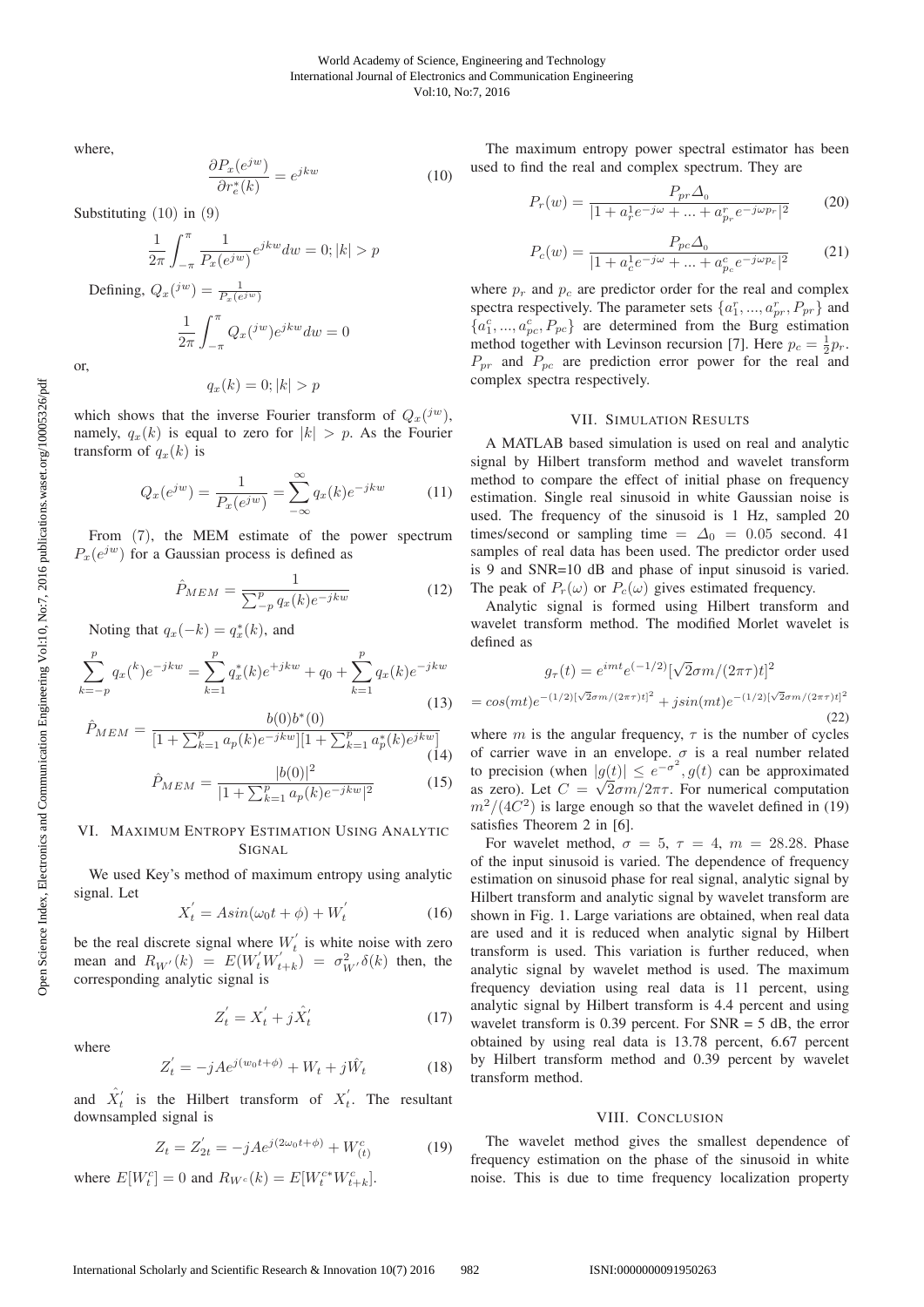where,

$$\frac{\partial P_x(e^{jw})}{\partial r_e^*(k)} = e^{jkw} \tag{10}$$

Substituting (10) in (9)

$$\frac{1}{2\pi}\int_{-\pi}^{\pi} \frac{1}{P_x(e^{jw})} e^{jkw} dw = 0; |k| > p$$

Defining, $Q_x(^{jw}) = \frac{1}{P_x(e^{jw})}$

$$\frac{1}{2\pi}\int_{-\pi}^{\pi} Q_x(^{jw}) e^{jkw} dw = 0$$

or,

$$q_x(k) = 0; |k| > p$$

which shows that the inverse Fourier transform of $Q_x(^{jw})$, namely, $q_x(k)$ is equal to zero for $|k| > p$. As the Fourier transform of $q_x(k)$ is

$$Q_x(e^{jw}) = \frac{1}{P_x(e^{jw})} = \sum_{-\infty}^{\infty} q_x(k) e^{-jkw} \tag{11}$$

From (7), the MEM estimate of the power spectrum $P_x(e^{jw})$ for a Gaussian process is defined as

$$\hat{P}_{MEM} = \frac{1}{\sum_{-p}^{p} q_x(k) e^{-jkw}} \tag{12}$$

Noting that $q_x(-k) = q_x^*(k)$, and

$$\sum_{k=-p}^{p} q_x(^k) e^{-jkw} = \sum_{k=1}^{p} q_x^*(k) e^{+jkw} + q_0 + \sum_{k=1}^{p} q_x(k) e^{-jkw} \tag{13}$$

$$\hat{P}_{MEM} = \frac{b(0)b^*(0)}{[1 + \sum_{k=1}^{p} a_p(k) e^{-jkw}][1 + \sum_{k=1}^{p} a_p^*(k) e^{jkw}]} \tag{14}$$

$$\hat{P}_{MEM} = \frac{|b(0)|^2}{|1 + \sum_{k=1}^{p} a_p(k) e^{-jkw}|^2} \tag{15}$$

## VI. Maximum Entropy Estimation Using Analytic Signal

We used Key's method of maximum entropy using analytic signal. Let

$$X_t^{'} = A sin(\omega_0 t + \phi) + W_t^{'} \tag{16}$$

be the real discrete signal where $W_t^{'}$ is white noise with zero mean and $R_{W'}(k) = E(W_t^{'} W_{t+k}^{'}) = \sigma_{W'}^2 \delta(k)$ then, the corresponding analytic signal is

$$Z_t^{'} = X_t^{'} + j\hat{X}_t^{'} \tag{17}$$

where

$$Z_t^{'} = -jAe^{j(w_0 t + \phi)} + W_t + j\hat{W}_t \tag{18}$$

and $\hat{X}_t^{'}$ is the Hilbert transform of $X_t^{'}$. The resultant downsampled signal is

$$Z_t = Z_{2t}^{'} = -jAe^{j(2\omega_0 t + \phi)} + W_{(t)}^c \tag{19}$$

where $E[W_t^c] = 0$ and $R_{W^c}(k) = E[W_t^{c*} W_{t+k}^c]$.

The maximum entropy power spectral estimator has been used to find the real and complex spectrum. They are

$$P_r(w) = \frac{P_{pr} \Delta_0}{|1 + a_r^1 e^{-j\omega} + ... + a_{p_r}^r e^{-j\omega p_r}|^2} \tag{20}$$

$$P_c(w) = \frac{P_{pc} \Delta_0}{|1 + a_c^1 e^{-j\omega} + ... + a_{p_c}^c e^{-j\omega p_c}|^2} \tag{21}$$

where $p_r$ and $p_c$ are predictor order for the real and complex spectra respectively. The parameter sets $\{a_1^r, ..., a_{pr}^r, P_{pr}\}$ and $\{a_1^c, ..., a_{pc}^c, P_{pc}\}$ are determined from the Burg estimation method together with Levinson recursion [7]. Here $p_c = \frac{1}{2} p_r$. $P_{pr}$ and $P_{pc}$ are prediction error power for the real and complex spectra respectively.

## VII. Simulation Results

A MATLAB based simulation is used on real and analytic signal by Hilbert transform method and wavelet transform method to compare the effect of initial phase on frequency estimation. Single real sinusoid in white Gaussian noise is used. The frequency of the sinusoid is 1 Hz, sampled 20 times/second or sampling time = $\Delta_0 = 0.05$ second. 41 samples of real data has been used. The predictor order used is 9 and SNR=10 dB and phase of input sinusoid is varied. The peak of $P_r(\omega)$ or $P_c(\omega)$ gives estimated frequency.

Analytic signal is formed using Hilbert transform and wavelet transform method. The modified Morlet wavelet is defined as

$$g_\tau(t) = e^{imt} e^{(-1/2)}[\sqrt{2}\sigma m/(2\pi\tau)t]^2$$

$$= cos(mt) e^{-(1/2)[\sqrt{2}\sigma m/(2\pi\tau)t]^2} + j sin(mt) e^{-(1/2)[\sqrt{2}\sigma m/(2\pi\tau)t]^2} \tag{22}$$

where $m$ is the angular frequency, $\tau$ is the number of cycles of carrier wave in an envelope. $\sigma$ is a real number related to precision (when $|g(t)| \leq e^{-\sigma^2}, g(t)$ can be approximated as zero). Let $C = \sqrt{2}\sigma m/2\pi\tau$. For numerical computation $m^2/(4C^2)$ is large enough so that the wavelet defined in (19) satisfies Theorem 2 in [6].

For wavelet method, $\sigma = 5$, $\tau = 4$, $m = 28.28$. Phase of the input sinusoid is varied. The dependence of frequency estimation on sinusoid phase for real signal, analytic signal by Hilbert transform and analytic signal by wavelet transform are shown in Fig. 1. Large variations are obtained, when real data are used and it is reduced when analytic signal by Hilbert transform is used. This variation is further reduced, when analytic signal by wavelet method is used. The maximum frequency deviation using real data is 11 percent, using analytic signal by Hilbert transform is 4.4 percent and using wavelet transform is 0.39 percent. For SNR = 5 dB, the error obtained by using real data is 13.78 percent, 6.67 percent by Hilbert transform method and 0.39 percent by wavelet transform method.

## VIII. Conclusion

The wavelet method gives the smallest dependence of frequency estimation on the phase of the sinusoid in white noise. This is due to time frequency localization property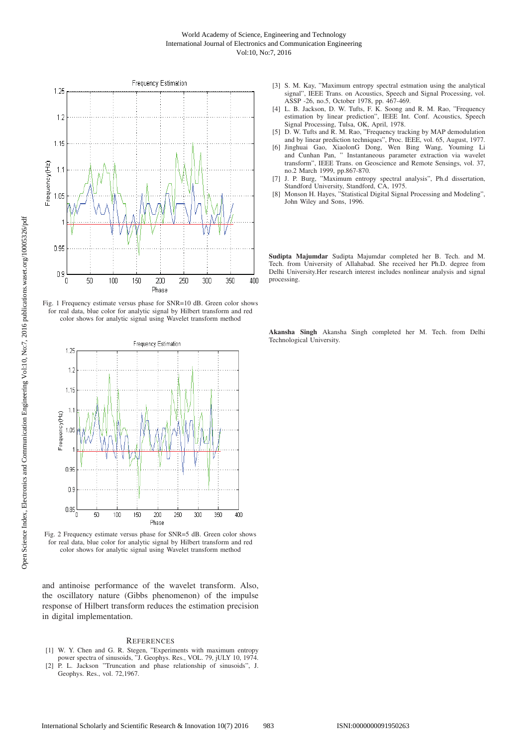Frequency Estimation

Frequency(Hz)

1.25
1.2
1.15
1.1
1.05
1
0.95
0.9

0 50 100 150 200 250 300 350 400

Phase

Fig. 1 Frequency estimate versus phase for SNR=10 dB. Green color shows for real data, blue color for analytic signal by Hilbert transform and red color shows for analytic signal using Wavelet transform method

Frequency Estimation

Frequency(Hz)

1.25
1.2
1.15
1.1
1.05
1
0.95
0.9
0.85

0 50 100 150 200 250 300 350 400

Phase

Fig. 2 Frequency estimate versus phase for SNR=5 dB. Green color shows for real data, blue color for analytic signal by Hilbert transform and red color shows for analytic signal using Wavelet transform method

and antinoise performance of the wavelet transform. Also, the oscillatory nature (Gibbs phenomenon) of the impulse response of Hilbert transform reduces the estimation precision in digital implementation.

## References

[1] W. Y. Chen and G. R. Stegen, "Experiments with maximum entropy power spectra of sinusoids, "J. Geophys. Res., VOL. 79, jULY 10, 1974.

[2] P. L. Jackson "Truncation and phase relationship of sinusoids", J. Geophys. Res., vol. 72,1967.

[3] S. M. Kay, "Maximum entropy spectral estmation using the analytical signal", IEEE Trans. on Acoustics, Speech and Signal Processing, vol. ASSP -26, no.5, October 1978, pp. 467-469.

[4] L. B. Jackson, D. W. Tufts, F. K. Soong and R. M. Rao, "Frequency estimation by linear prediction", IEEE Int. Conf. Acoustics, Speech Signal Processing, Tulsa, OK, April, 1978.

[5] D. W. Tufts and R. M. Rao, "Frequency tracking by MAP demodulation and by linear prediction techniques", Proc. IEEE, vol. 65, August, 1977.

[6] Jinghuai Gao, XiaolonG Dong, Wen Bing Wang, Youming Li and Cunhan Pan, " Instantaneous parameter extraction via wavelet transform", IEEE Trans. on Geoscience and Remote Sensings, vol. 37, no.2 March 1999, pp.867-870.

[7] J. P. Burg, "Maximum entropy spectral analysis", Ph.d dissertation, Standford University, Standford, CA, 1975.

[8] Monson H. Hayes, "Statistical Digital Signal Processing and Modeling", John Wiley and Sons, 1996.

**Sudipta Majumdar** Sudipta Majumdar completed her B. Tech. and M. Tech. from University of Allahabad. She received her Ph.D. degree from Delhi University.Her research interest includes nonlinear analysis and signal processing.

**Akansha Singh** Akansha Singh completed her M. Tech. from Delhi Technological University.